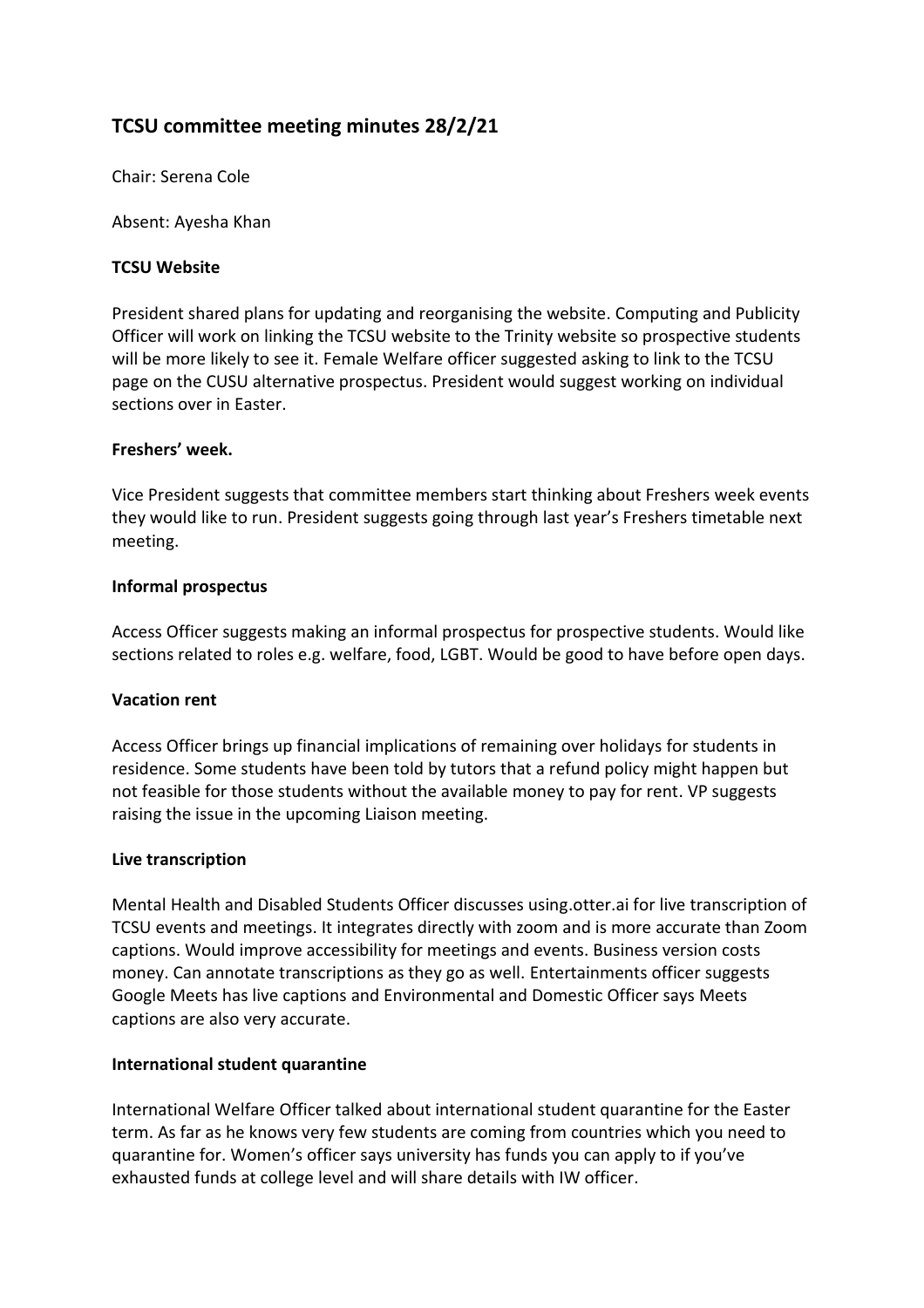# TCSU committee meeting minutes 28/2/21

Chair: Serena Cole

Absent: Ayesha Khan

**TCSU Website**

President shared plans for updating and reorganising the website. Computing and Publicity Officer will work on linking the TCSU website to the Trinity website so prospective students will be more likely to see it. Female Welfare officer suggested asking to link to the TCSU page on the CUSU alternative prospectus. President would suggest working on individual sections over in Easter.

**Freshers' week.**

Vice President suggests that committee members start thinking about Freshers week events they would like to run. President suggests going through last year's Freshers timetable next meeting.

**Informal prospectus**

Access Officer suggests making an informal prospectus for prospective students. Would like sections related to roles e.g. welfare, food, LGBT. Would be good to have before open days.

**Vacation rent**

Access Officer brings up financial implications of remaining over holidays for students in residence. Some students have been told by tutors that a refund policy might happen but not feasible for those students without the available money to pay for rent. VP suggests raising the issue in the upcoming Liaison meeting.

**Live transcription**

Mental Health and Disabled Students Officer discusses using.otter.ai for live transcription of TCSU events and meetings. It integrates directly with zoom and is more accurate than Zoom captions. Would improve accessibility for meetings and events. Business version costs money. Can annotate transcriptions as they go as well. Entertainments officer suggests Google Meets has live captions and Environmental and Domestic Officer says Meets captions are also very accurate.

**International student quarantine**

International Welfare Officer talked about international student quarantine for the Easter term. As far as he knows very few students are coming from countries which you need to quarantine for. Women's officer says university has funds you can apply to if you've exhausted funds at college level and will share details with IW officer.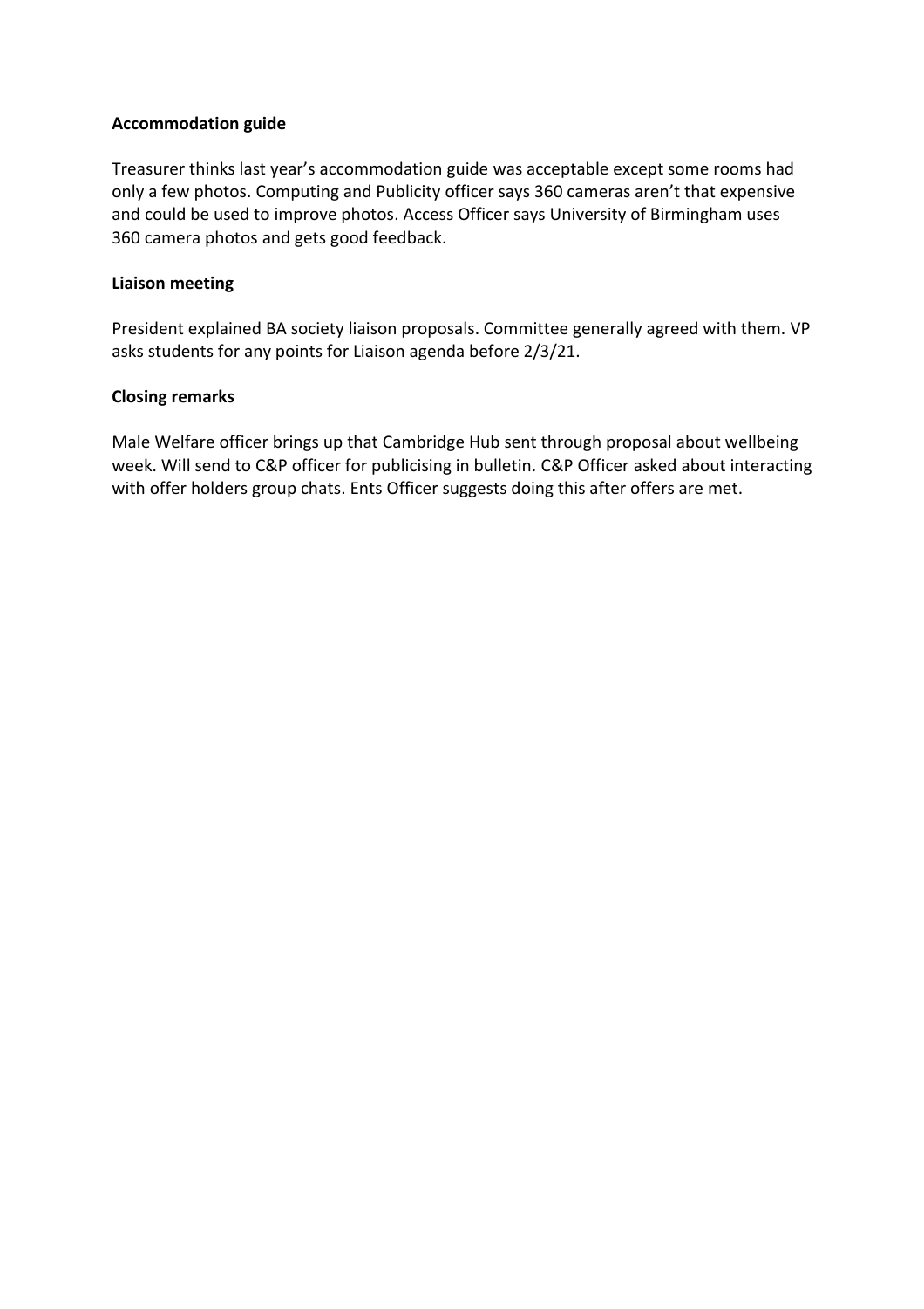**Accommodation guide**

Treasurer thinks last year's accommodation guide was acceptable except some rooms had only a few photos. Computing and Publicity officer says 360 cameras aren't that expensive and could be used to improve photos. Access Officer says University of Birmingham uses 360 camera photos and gets good feedback.

**Liaison meeting**

President explained BA society liaison proposals. Committee generally agreed with them. VP asks students for any points for Liaison agenda before 2/3/21.

**Closing remarks**

Male Welfare officer brings up that Cambridge Hub sent through proposal about wellbeing week. Will send to C&P officer for publicising in bulletin. C&P Officer asked about interacting with offer holders group chats. Ents Officer suggests doing this after offers are met.